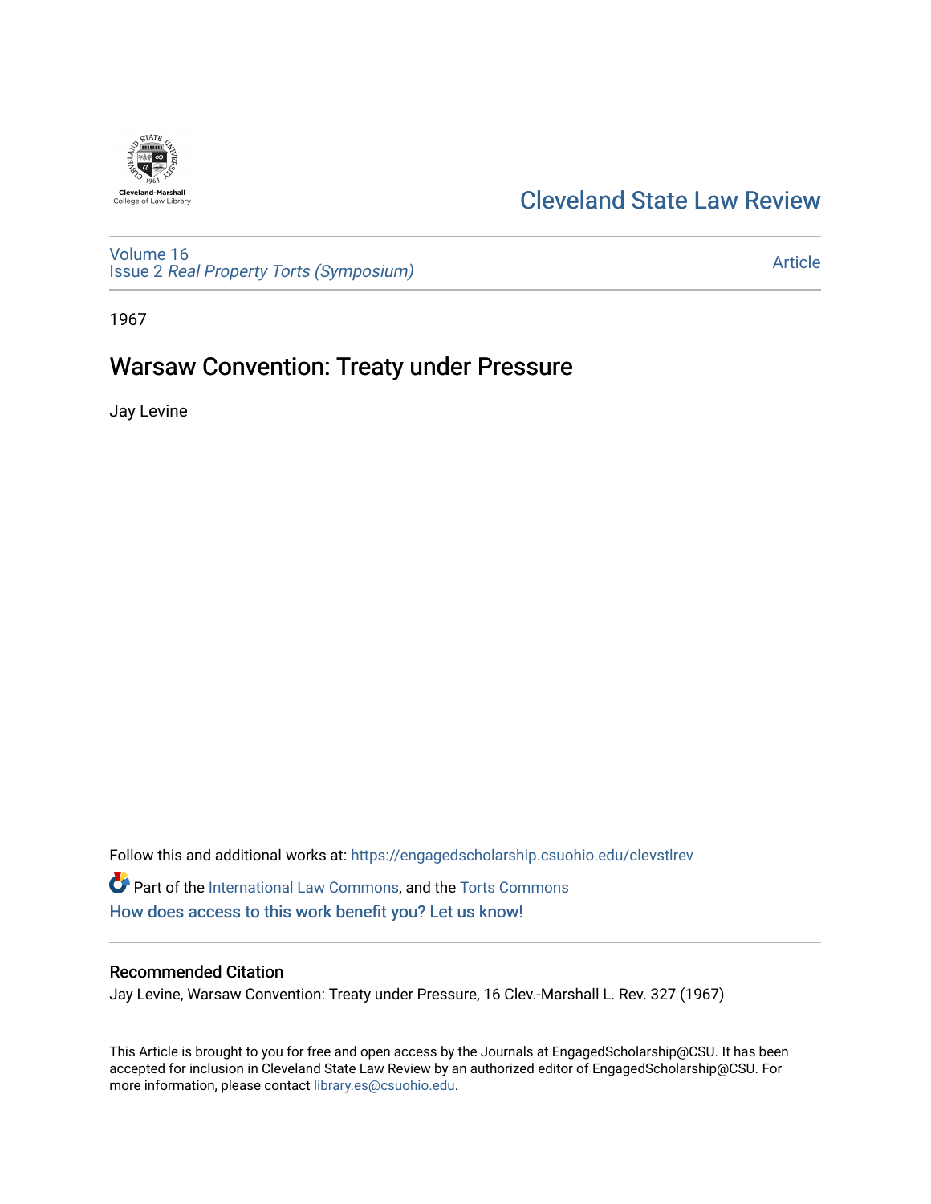Cleveland-Marshall College of Law Library

# Cleveland State Law Review

Volume 16
Issue 2 *Real Property Torts (Symposium)*

Article

1967

## Warsaw Convention: Treaty under Pressure

Jay Levine

Follow this and additional works at: https://engagedscholarship.csuohio.edu/clevstlrev

Part of the International Law Commons, and the Torts Commons

How does access to this work benefit you? Let us know!

### Recommended Citation

Jay Levine, Warsaw Convention: Treaty under Pressure, 16 Clev.-Marshall L. Rev. 327 (1967)

This Article is brought to you for free and open access by the Journals at EngagedScholarship@CSU. It has been accepted for inclusion in Cleveland State Law Review by an authorized editor of EngagedScholarship@CSU. For more information, please contact library.es@csuohio.edu.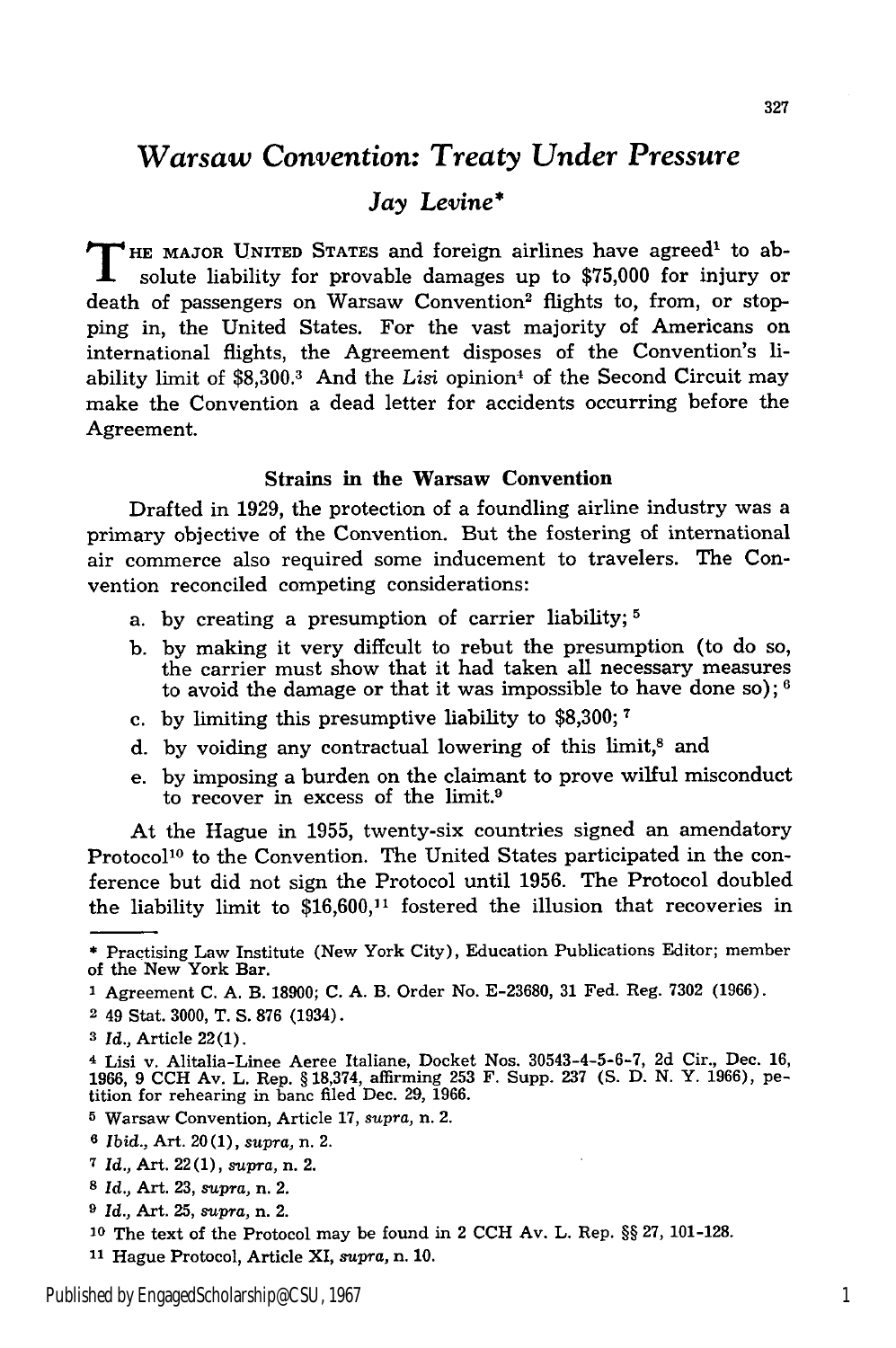# Warsaw Convention: Treaty Under Pressure

## Jay Levine*

THE MAJOR UNITED STATES and foreign airlines have agreed[1] to absolute liability for provable damages up to $75,000 for injury or death of passengers on Warsaw Convention[2] flights to, from, or stopping in, the United States. For the vast majority of Americans on international flights, the Agreement disposes of the Convention's liability limit of $8,300.[3] And the *Lisi* opinion[4] of the Second Circuit may make the Convention a dead letter for accidents occurring before the Agreement.

### Strains in the Warsaw Convention

Drafted in 1929, the protection of a foundling airline industry was a primary objective of the Convention. But the fostering of international air commerce also required some inducement to travelers. The Convention reconciled competing considerations:

a. by creating a presumption of carrier liability; [5]

b. by making it very diffcult to rebut the presumption (to do so, the carrier must show that it had taken all necessary measures to avoid the damage or that it was impossible to have done so); [6]

c. by limiting this presumptive liability to $8,300; [7]

d. by voiding any contractual lowering of this limit,[8] and

e. by imposing a burden on the claimant to prove wilful misconduct to recover in excess of the limit.[9]

At the Hague in 1955, twenty-six countries signed an amendatory Protocol[10] to the Convention. The United States participated in the conference but did not sign the Protocol until 1956. The Protocol doubled the liability limit to $16,600,[11] fostered the illusion that recoveries in

---

\* Practising Law Institute (New York City), Education Publications Editor; member of the New York Bar.

[1] Agreement C. A. B. 18900; C. A. B. Order No. E-23680, 31 Fed. Reg. 7302 (1966).

[2] 49 Stat. 3000, T. S. 876 (1934).

[3] *Id.*, Article 22(1).

[4] Lisi v. Alitalia-Linee Aeree Italiane, Docket Nos. 30543-4-5-6-7, 2d Cir., Dec. 16, 1966, 9 CCH Av. L. Rep. § 18,374, affirming 253 F. Supp. 237 (S. D. N. Y. 1966), petition for rehearing in banc filed Dec. 29, 1966.

[5] Warsaw Convention, Article 17, *supra*, n. 2.

[6] *Ibid.*, Art. 20(1), *supra*, n. 2.

[7] *Id.*, Art. 22(1), *supra*, n. 2.

[8] *Id.*, Art. 23, *supra*, n. 2.

[9] *Id.*, Art. 25, *supra*, n. 2.

[10] The text of the Protocol may be found in 2 CCH Av. L. Rep. §§ 27, 101-128.

[11] Hague Protocol, Article XI, *supra*, n. 10.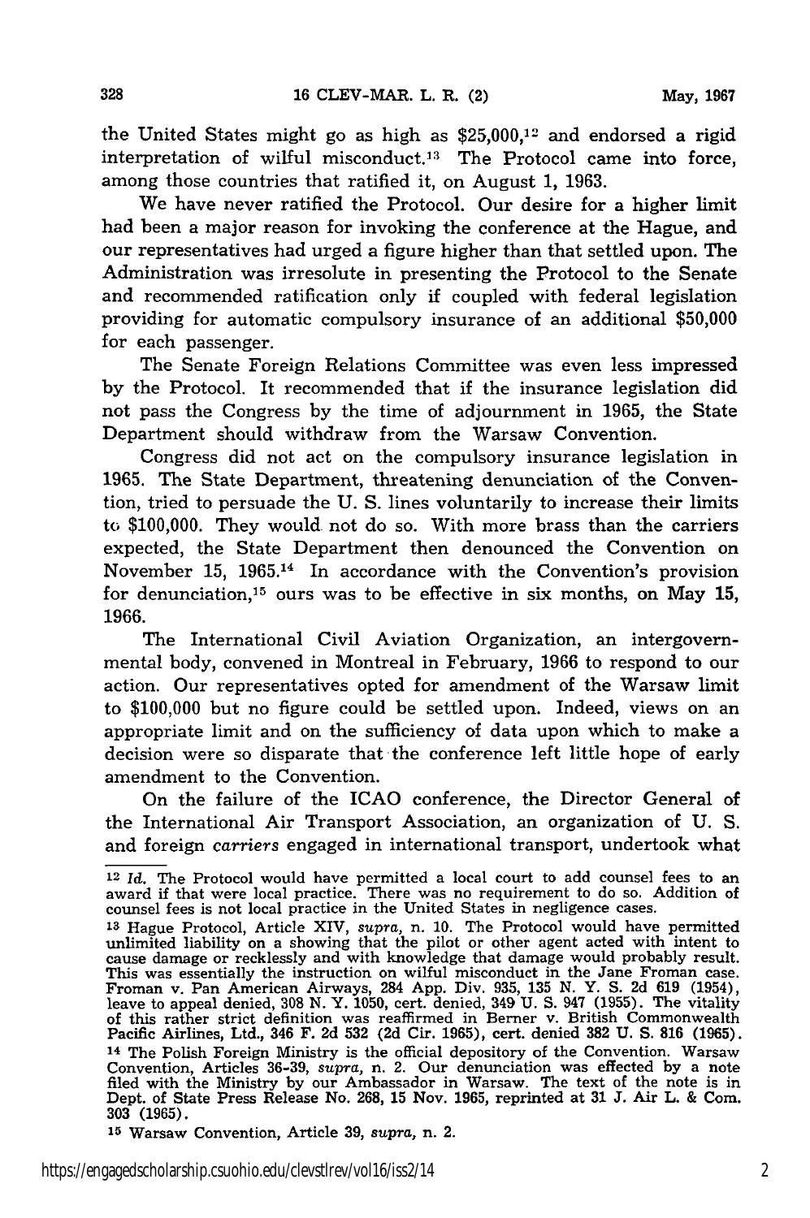the United States might go as high as $25,000,[12] and endorsed a rigid interpretation of wilful misconduct.[13] The Protocol came into force, among those countries that ratified it, on August 1, 1963.

We have never ratified the Protocol. Our desire for a higher limit had been a major reason for invoking the conference at the Hague, and our representatives had urged a figure higher than that settled upon. The Administration was irresolute in presenting the Protocol to the Senate and recommended ratification only if coupled with federal legislation providing for automatic compulsory insurance of an additional $50,000 for each passenger.

The Senate Foreign Relations Committee was even less impressed by the Protocol. It recommended that if the insurance legislation did not pass the Congress by the time of adjournment in 1965, the State Department should withdraw from the Warsaw Convention.

Congress did not act on the compulsory insurance legislation in 1965. The State Department, threatening denunciation of the Convention, tried to persuade the U. S. lines voluntarily to increase their limits to $100,000. They would not do so. With more brass than the carriers expected, the State Department then denounced the Convention on November 15, 1965.[14] In accordance with the Convention's provision for denunciation,[15] ours was to be effective in six months, on May 15, 1966.

The International Civil Aviation Organization, an intergovernmental body, convened in Montreal in February, 1966 to respond to our action. Our representatives opted for amendment of the Warsaw limit to $100,000 but no figure could be settled upon. Indeed, views on an appropriate limit and on the sufficiency of data upon which to make a decision were so disparate that the conference left little hope of early amendment to the Convention.

On the failure of the ICAO conference, the Director General of the International Air Transport Association, an organization of U. S. and foreign *carriers* engaged in international transport, undertook what

---

[12] *Id.* The Protocol would have permitted a local court to add counsel fees to an award if that were local practice. There was no requirement to do so. Addition of counsel fees is not local practice in the United States in negligence cases.

[13] Hague Protocol, Article XIV, *supra*, n. 10. The Protocol would have permitted unlimited liability on a showing that the pilot or other agent acted with intent to cause damage or recklessly and with knowledge that damage would probably result. This was essentially the instruction on wilful misconduct in the Jane Froman case. Froman v. Pan American Airways, 284 App. Div. 935, 135 N. Y. S. 2d 619 (1954), leave to appeal denied, 308 N. Y. 1050, cert. denied, 349 U. S. 947 (1955). The vitality of this rather strict definition was reaffirmed in Berner v. British Commonwealth Pacific Airlines, Ltd., 346 F. 2d 532 (2d Cir. 1965), cert. denied 382 U. S. 816 (1965).

[14] The Polish Foreign Ministry is the official depository of the Convention. Warsaw Convention, Articles 36-39, *supra*, n. 2. Our denunciation was effected by a note filed with the Ministry by our Ambassador in Warsaw. The text of the note is in Dept. of State Press Release No. 268, 15 Nov. 1965, reprinted at 31 J. Air L. & Com. 303 (1965).

[15] Warsaw Convention, Article 39, *supra*, n. 2.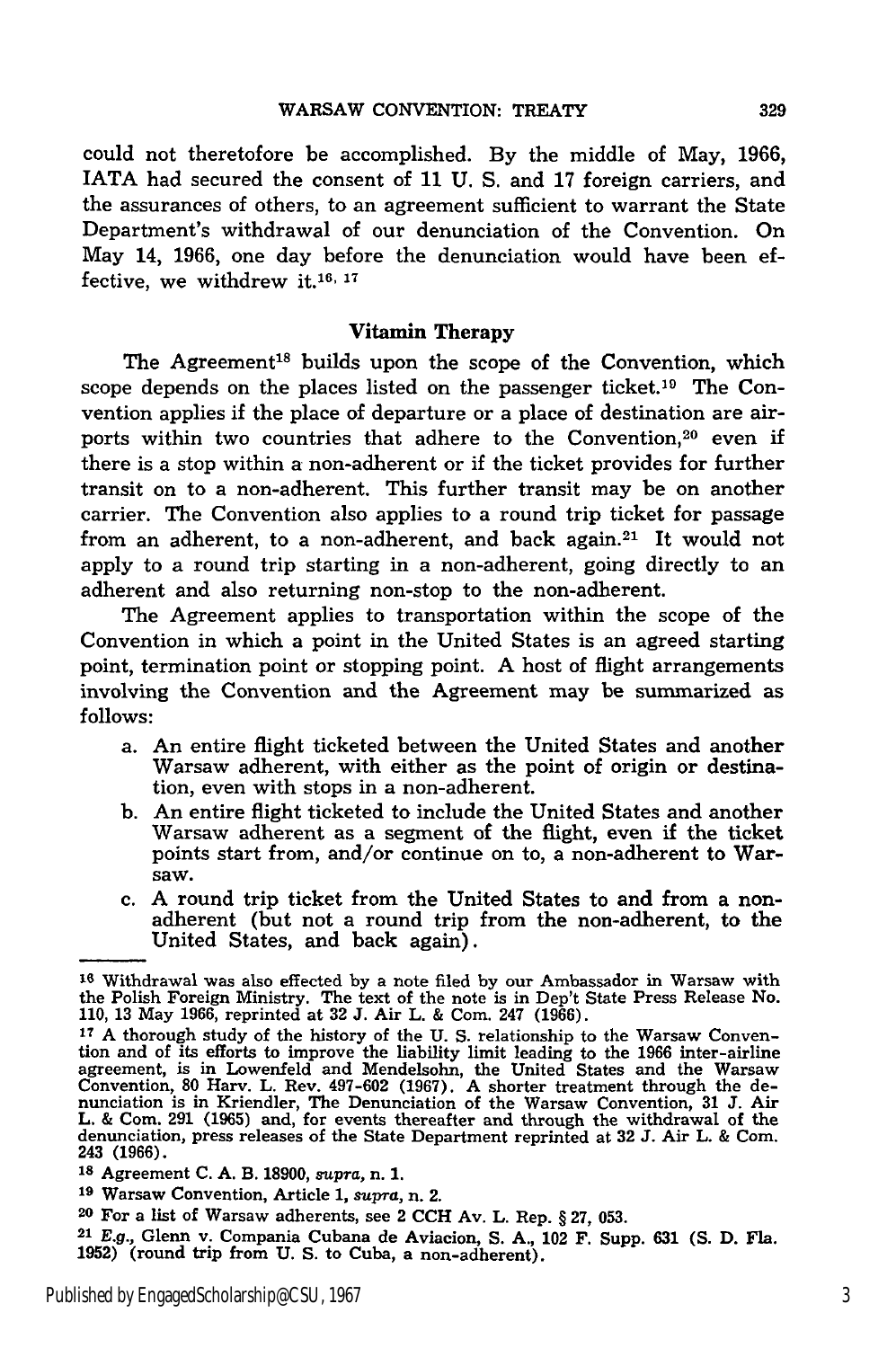could not theretofore be accomplished. By the middle of May, 1966, IATA had secured the consent of 11 U. S. and 17 foreign carriers, and the assurances of others, to an agreement sufficient to warrant the State Department's withdrawal of our denunciation of the Convention. On May 14, 1966, one day before the denunciation would have been effective, we withdrew it.[16, 17]

### Vitamin Therapy

The Agreement[18] builds upon the scope of the Convention, which scope depends on the places listed on the passenger ticket.[19] The Convention applies if the place of departure or a place of destination are airports within two countries that adhere to the Convention,[20] even if there is a stop within a non-adherent or if the ticket provides for further transit on to a non-adherent. This further transit may be on another carrier. The Convention also applies to a round trip ticket for passage from an adherent, to a non-adherent, and back again.[21] It would not apply to a round trip starting in a non-adherent, going directly to an adherent and also returning non-stop to the non-adherent.

The Agreement applies to transportation within the scope of the Convention in which a point in the United States is an agreed starting point, termination point or stopping point. A host of flight arrangements involving the Convention and the Agreement may be summarized as follows:

a. An entire flight ticketed between the United States and another Warsaw adherent, with either as the point of origin or destination, even with stops in a non-adherent.
b. An entire flight ticketed to include the United States and another Warsaw adherent as a segment of the flight, even if the ticket points start from, and/or continue on to, a non-adherent to Warsaw.
c. A round trip ticket from the United States to and from a non-adherent (but not a round trip from the non-adherent, to the United States, and back again).

---

[16] Withdrawal was also effected by a note filed by our Ambassador in Warsaw with the Polish Foreign Ministry. The text of the note is in Dep't State Press Release No. 110, 13 May 1966, reprinted at 32 J. Air L. & Com. 247 (1966).

[17] A thorough study of the history of the U. S. relationship to the Warsaw Convention and of its efforts to improve the liability limit leading to the 1966 inter-airline agreement, is in Lowenfeld and Mendelsohn, the United States and the Warsaw Convention, 80 Harv. L. Rev. 497-602 (1967). A shorter treatment through the denunciation is in Kriendler, The Denunciation of the Warsaw Convention, 31 J. Air L. & Com. 291 (1965) and, for events thereafter and through the withdrawal of the denunciation, press releases of the State Department reprinted at 32 J. Air L. & Com. 243 (1966).

[18] Agreement C. A. B. 18900, *supra*, n. 1.

[19] Warsaw Convention, Article 1, *supra*, n. 2.

[20] For a list of Warsaw adherents, see 2 CCH Av. L. Rep. § 27, 053.

[21] *E.g.*, Glenn v. Compania Cubana de Aviacion, S. A., 102 F. Supp. 631 (S. D. Fla. 1952) (round trip from U. S. to Cuba, a non-adherent).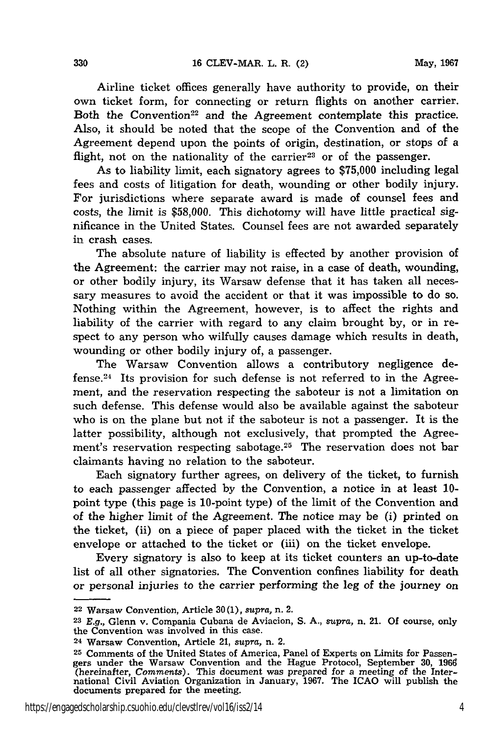Airline ticket offices generally have authority to provide, on their own ticket form, for connecting or return flights on another carrier. Both the Convention[22] and the Agreement contemplate this practice. Also, it should be noted that the scope of the Convention and of the Agreement depend upon the points of origin, destination, or stops of a flight, not on the nationality of the carrier[23] or of the passenger.

As to liability limit, each signatory agrees to $75,000 including legal fees and costs of litigation for death, wounding or other bodily injury. For jurisdictions where separate award is made of counsel fees and costs, the limit is $58,000. This dichotomy will have little practical significance in the United States. Counsel fees are not awarded separately in crash cases.

The absolute nature of liability is effected by another provision of the Agreement: the carrier may not raise, in a case of death, wounding, or other bodily injury, its Warsaw defense that it has taken all necessary measures to avoid the accident or that it was impossible to do so. Nothing within the Agreement, however, is to affect the rights and liability of the carrier with regard to any claim brought by, or in respect to any person who wilfully causes damage which results in death, wounding or other bodily injury of, a passenger.

The Warsaw Convention allows a contributory negligence defense.[24] Its provision for such defense is not referred to in the Agreement, and the reservation respecting the saboteur is not a limitation on such defense. This defense would also be available against the saboteur who is on the plane but not if the saboteur is not a passenger. It is the latter possibility, although not exclusively, that prompted the Agreement's reservation respecting sabotage.[25] The reservation does not bar claimants having no relation to the saboteur.

Each signatory further agrees, on delivery of the ticket, to furnish to each passenger affected by the Convention, a notice in at least 10-point type (this page is 10-point type) of the limit of the Convention and of the higher limit of the Agreement. The notice may be (i) printed on the ticket, (ii) on a piece of paper placed with the ticket in the ticket envelope or attached to the ticket or (iii) on the ticket envelope.

Every signatory is also to keep at its ticket counters an up-to-date list of all other signatories. The Convention confines liability for death or personal injuries to the carrier performing the leg of the journey on

---

[22] Warsaw Convention, Article 30(1), *supra*, n. 2.

[23] *E.g.*, Glenn v. Compania Cubana de Aviacion, S. A., *supra*, n. 21. Of course, only the Convention was involved in this case.

[24] Warsaw Convention, Article 21, *supra*, n. 2.

[25] Comments of the United States of America, Panel of Experts on Limits for Passengers under the Warsaw Convention and the Hague Protocol, September 30, 1966 (hereinafter, *Comments*). This document was prepared for a meeting of the International Civil Aviation Organization in January, 1967. The ICAO will publish the documents prepared for the meeting.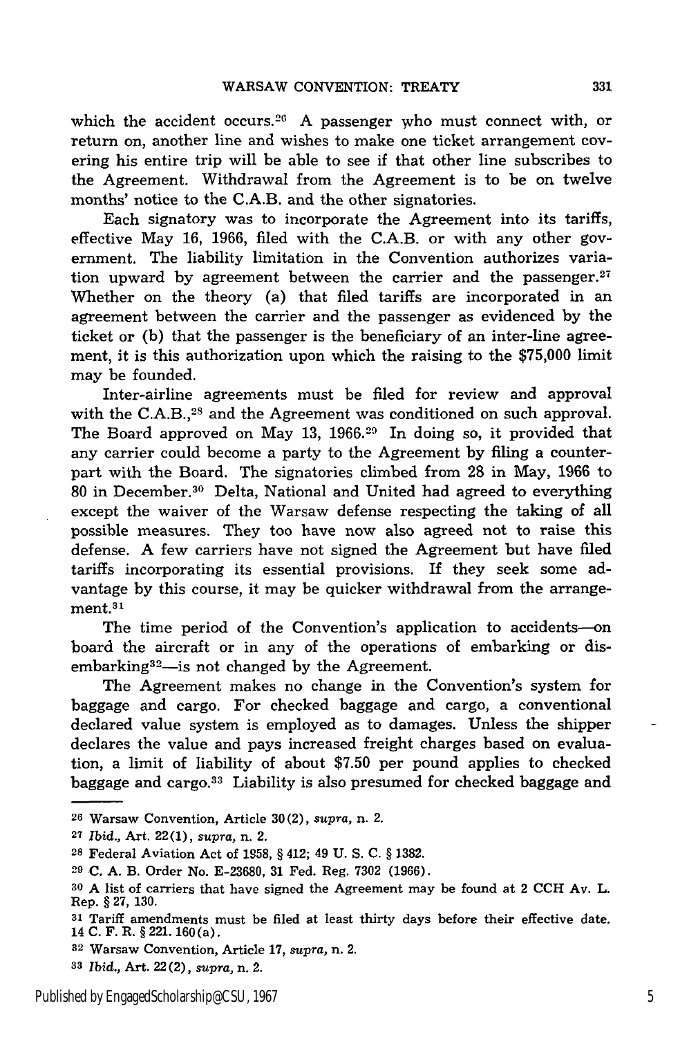which the accident occurs.[26] A passenger who must connect with, or return on, another line and wishes to make one ticket arrangement covering his entire trip will be able to see if that other line subscribes to the Agreement. Withdrawal from the Agreement is to be on twelve months' notice to the C.A.B. and the other signatories.

Each signatory was to incorporate the Agreement into its tariffs, effective May 16, 1966, filed with the C.A.B. or with any other government. The liability limitation in the Convention authorizes variation upward by agreement between the carrier and the passenger.[27] Whether on the theory (a) that filed tariffs are incorporated in an agreement between the carrier and the passenger as evidenced by the ticket or (b) that the passenger is the beneficiary of an inter-line agreement, it is this authorization upon which the raising to the $75,000 limit may be founded.

Inter-airline agreements must be filed for review and approval with the C.A.B.,[28] and the Agreement was conditioned on such approval. The Board approved on May 13, 1966.[29] In doing so, it provided that any carrier could become a party to the Agreement by filing a counterpart with the Board. The signatories climbed from 28 in May, 1966 to 80 in December.[30] Delta, National and United had agreed to everything except the waiver of the Warsaw defense respecting the taking of all possible measures. They too have now also agreed not to raise this defense. A few carriers have not signed the Agreement but have filed tariffs incorporating its essential provisions. If they seek some advantage by this course, it may be quicker withdrawal from the arrangement.[31]

The time period of the Convention's application to accidents—on board the aircraft or in any of the operations of embarking or disembarking[32]—is not changed by the Agreement.

The Agreement makes no change in the Convention's system for baggage and cargo. For checked baggage and cargo, a conventional declared value system is employed as to damages. Unless the shipper declares the value and pays increased freight charges based on evaluation, a limit of liability of about $7.50 per pound applies to checked baggage and cargo.[33] Liability is also presumed for checked baggage and

---

[26] Warsaw Convention, Article 30(2), *supra*, n. 2.

[27] *Ibid.*, Art. 22(1), *supra*, n. 2.

[28] Federal Aviation Act of 1958, § 412; 49 U. S. C. § 1382.

[29] C. A. B. Order No. E-23680, 31 Fed. Reg. 7302 (1966).

[30] A list of carriers that have signed the Agreement may be found at 2 CCH Av. L. Rep. § 27, 130.

[31] Tariff amendments must be filed at least thirty days before their effective date. 14 C. F. R. § 221. 160(a).

[32] Warsaw Convention, Article 17, *supra*, n. 2.

[33] *Ibid.*, Art. 22(2), *supra*, n. 2.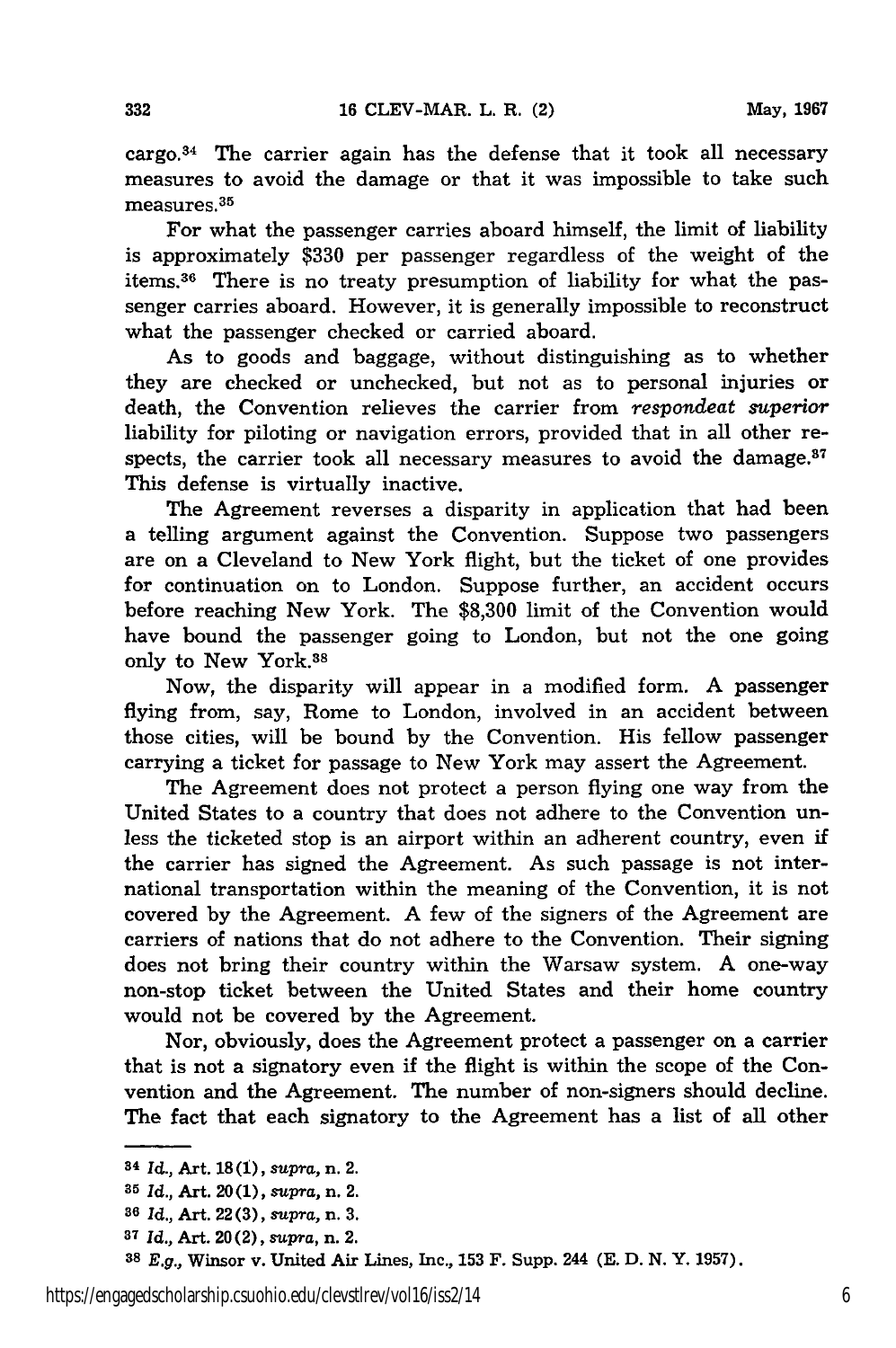cargo.[34] The carrier again has the defense that it took all necessary measures to avoid the damage or that it was impossible to take such measures.[35]

For what the passenger carries aboard himself, the limit of liability is approximately $330 per passenger regardless of the weight of the items.[36] There is no treaty presumption of liability for what the passenger carries aboard. However, it is generally impossible to reconstruct what the passenger checked or carried aboard.

As to goods and baggage, without distinguishing as to whether they are checked or unchecked, but not as to personal injuries or death, the Convention relieves the carrier from *respondeat superior* liability for piloting or navigation errors, provided that in all other respects, the carrier took all necessary measures to avoid the damage.[37] This defense is virtually inactive.

The Agreement reverses a disparity in application that had been a telling argument against the Convention. Suppose two passengers are on a Cleveland to New York flight, but the ticket of one provides for continuation on to London. Suppose further, an accident occurs before reaching New York. The $8,300 limit of the Convention would have bound the passenger going to London, but not the one going only to New York.[38]

Now, the disparity will appear in a modified form. A passenger flying from, say, Rome to London, involved in an accident between those cities, will be bound by the Convention. His fellow passenger carrying a ticket for passage to New York may assert the Agreement.

The Agreement does not protect a person flying one way from the United States to a country that does not adhere to the Convention unless the ticketed stop is an airport within an adherent country, even if the carrier has signed the Agreement. As such passage is not international transportation within the meaning of the Convention, it is not covered by the Agreement. A few of the signers of the Agreement are carriers of nations that do not adhere to the Convention. Their signing does not bring their country within the Warsaw system. A one-way non-stop ticket between the United States and their home country would not be covered by the Agreement.

Nor, obviously, does the Agreement protect a passenger on a carrier that is not a signatory even if the flight is within the scope of the Convention and the Agreement. The number of non-signers should decline. The fact that each signatory to the Agreement has a list of all other

---

[34] *Id.*, Art. 18(1), *supra*, n. 2.

[35] *Id.*, Art. 20(1), *supra*, n. 2.

[36] *Id.*, Art. 22(3), *supra*, n. 3.

[37] *Id.*, Art. 20(2), *supra*, n. 2.

[38] *E.g.*, Winsor v. United Air Lines, Inc., 153 F. Supp. 244 (E. D. N. Y. 1957).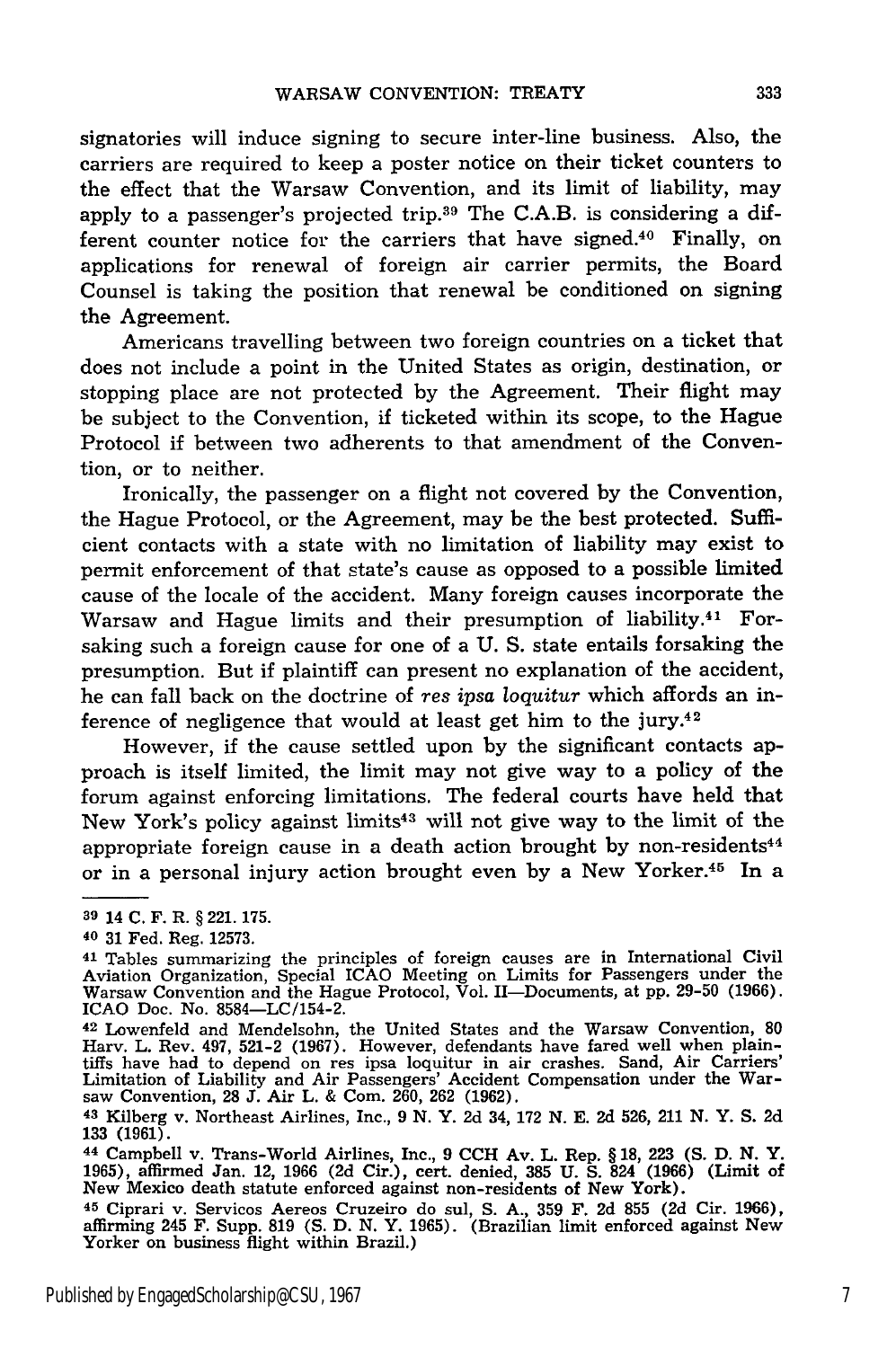signatories will induce signing to secure inter-line business. Also, the carriers are required to keep a poster notice on their ticket counters to the effect that the Warsaw Convention, and its limit of liability, may apply to a passenger's projected trip.[39] The C.A.B. is considering a different counter notice for the carriers that have signed.[40] Finally, on applications for renewal of foreign air carrier permits, the Board Counsel is taking the position that renewal be conditioned on signing the Agreement.

Americans travelling between two foreign countries on a ticket that does not include a point in the United States as origin, destination, or stopping place are not protected by the Agreement. Their flight may be subject to the Convention, if ticketed within its scope, to the Hague Protocol if between two adherents to that amendment of the Convention, or to neither.

Ironically, the passenger on a flight not covered by the Convention, the Hague Protocol, or the Agreement, may be the best protected. Sufficient contacts with a state with no limitation of liability may exist to permit enforcement of that state's cause as opposed to a possible limited cause of the locale of the accident. Many foreign causes incorporate the Warsaw and Hague limits and their presumption of liability.[41] Forsaking such a foreign cause for one of a U. S. state entails forsaking the presumption. But if plaintiff can present no explanation of the accident, he can fall back on the doctrine of *res ipsa loquitur* which affords an inference of negligence that would at least get him to the jury.[42]

However, if the cause settled upon by the significant contacts approach is itself limited, the limit may not give way to a policy of the forum against enforcing limitations. The federal courts have held that New York's policy against limits[43] will not give way to the limit of the appropriate foreign cause in a death action brought by non-residents[44] or in a personal injury action brought even by a New Yorker.[45] In a

---

[39] 14 C. F. R. § 221. 175.

[40] 31 Fed. Reg. 12573.

[41] Tables summarizing the principles of foreign causes are in International Civil Aviation Organization, Special ICAO Meeting on Limits for Passengers under the Warsaw Convention and the Hague Protocol, Vol. II—Documents, at pp. 29-50 (1966). ICAO Doc. No. 8584—LC/154-2.

[42] Lowenfeld and Mendelsohn, the United States and the Warsaw Convention, 80 Harv. L. Rev. 497, 521-2 (1967). However, defendants have fared well when plaintiffs have had to depend on res ipsa loquitur in air crashes. Sand, Air Carriers' Limitation of Liability and Air Passengers' Accident Compensation under the Warsaw Convention, 28 J. Air L. & Com. 260, 262 (1962).

[43] Kilberg v. Northeast Airlines, Inc., 9 N. Y. 2d 34, 172 N. E. 2d 526, 211 N. Y. S. 2d 133 (1961).

[44] Campbell v. Trans-World Airlines, Inc., 9 CCH Av. L. Rep. § 18, 223 (S. D. N. Y. 1965), affirmed Jan. 12, 1966 (2d Cir.), cert. denied, 385 U. S. 824 (1966) (Limit of New Mexico death statute enforced against non-residents of New York).

[45] Ciprari v. Servicos Aereos Cruzeiro do sul, S. A., 359 F. 2d 855 (2d Cir. 1966), affirming 245 F. Supp. 819 (S. D. N. Y. 1965). (Brazilian limit enforced against New Yorker on business flight within Brazil.)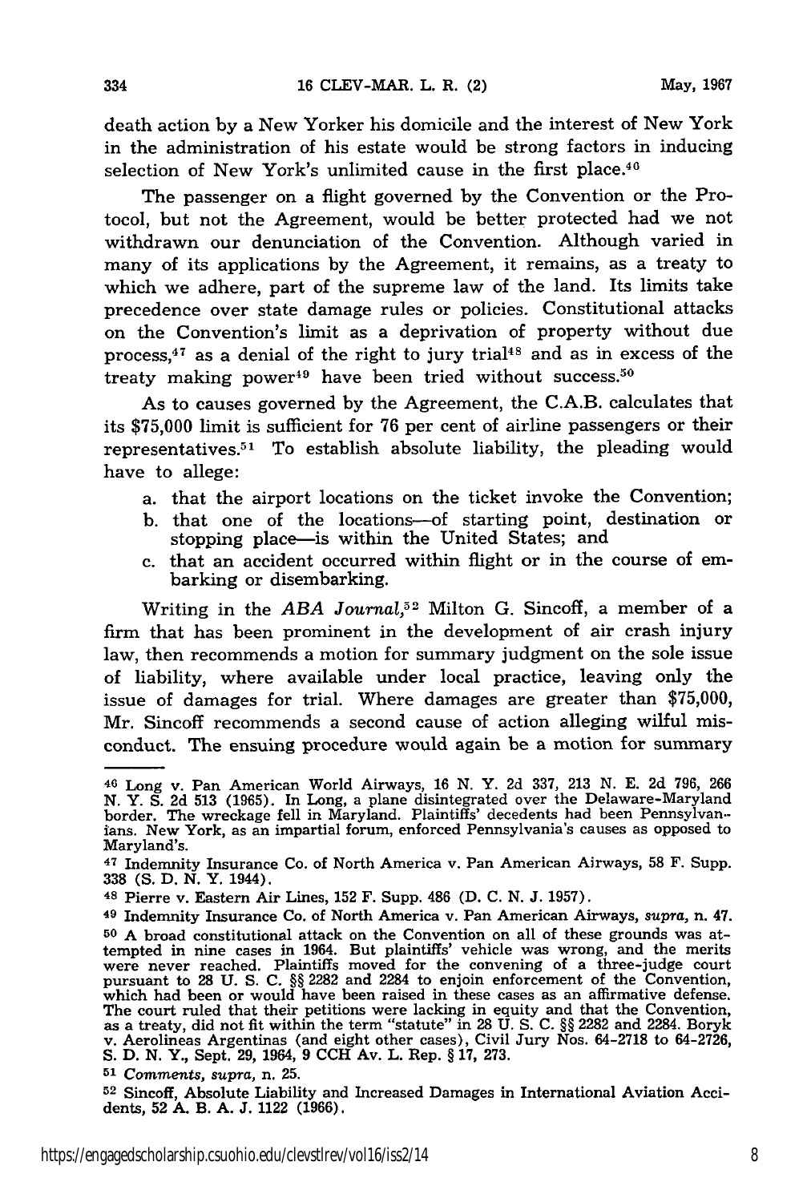death action by a New Yorker his domicile and the interest of New York in the administration of his estate would be strong factors in inducing selection of New York's unlimited cause in the first place.[46]

The passenger on a flight governed by the Convention or the Protocol, but not the Agreement, would be better protected had we not withdrawn our denunciation of the Convention. Although varied in many of its applications by the Agreement, it remains, as a treaty to which we adhere, part of the supreme law of the land. Its limits take precedence over state damage rules or policies. Constitutional attacks on the Convention's limit as a deprivation of property without due process,[47] as a denial of the right to jury trial[48] and as in excess of the treaty making power[49] have been tried without success.[50]

As to causes governed by the Agreement, the C.A.B. calculates that its $75,000 limit is sufficient for 76 per cent of airline passengers or their representatives.[51] To establish absolute liability, the pleading would have to allege:

a. that the airport locations on the ticket invoke the Convention;
b. that one of the locations—of starting point, destination or stopping place—is within the United States; and
c. that an accident occurred within flight or in the course of embarking or disembarking.

Writing in the *ABA Journal*,[52] Milton G. Sincoff, a member of a firm that has been prominent in the development of air crash injury law, then recommends a motion for summary judgment on the sole issue of liability, where available under local practice, leaving only the issue of damages for trial. Where damages are greater than $75,000, Mr. Sincoff recommends a second cause of action alleging wilful misconduct. The ensuing procedure would again be a motion for summary

---

[46] Long v. Pan American World Airways, 16 N. Y. 2d 337, 213 N. E. 2d 796, 266 N. Y. S. 2d 513 (1965). In Long, a plane disintegrated over the Delaware-Maryland border. The wreckage fell in Maryland. Plaintiffs' decedents had been Pennsylvanians. New York, as an impartial forum, enforced Pennsylvania's causes as opposed to Maryland's.

[47] Indemnity Insurance Co. of North America v. Pan American Airways, 58 F. Supp. 338 (S. D. N. Y. 1944).

[48] Pierre v. Eastern Air Lines, 152 F. Supp. 486 (D. C. N. J. 1957).

[49] Indemnity Insurance Co. of North America v. Pan American Airways, *supra*, n. 47.

[50] A broad constitutional attack on the Convention on all of these grounds was attempted in nine cases in 1964. But plaintiffs' vehicle was wrong, and the merits were never reached. Plaintiffs moved for the convening of a three-judge court pursuant to 28 U. S. C. §§ 2282 and 2284 to enjoin enforcement of the Convention, which had been or would have been raised in these cases as an affirmative defense. The court ruled that their petitions were lacking in equity and that the Convention, as a treaty, did not fit within the term "statute" in 28 U. S. C. §§ 2282 and 2284. Boryk v. Aerolineas Argentinas (and eight other cases), Civil Jury Nos. 64-2718 to 64-2726, S. D. N. Y., Sept. 29, 1964, 9 CCH Av. L. Rep. § 17, 273.

[51] *Comments, supra*, n. 25.

[52] Sincoff, Absolute Liability and Increased Damages in International Aviation Accidents, 52 A. B. A. J. 1122 (1966).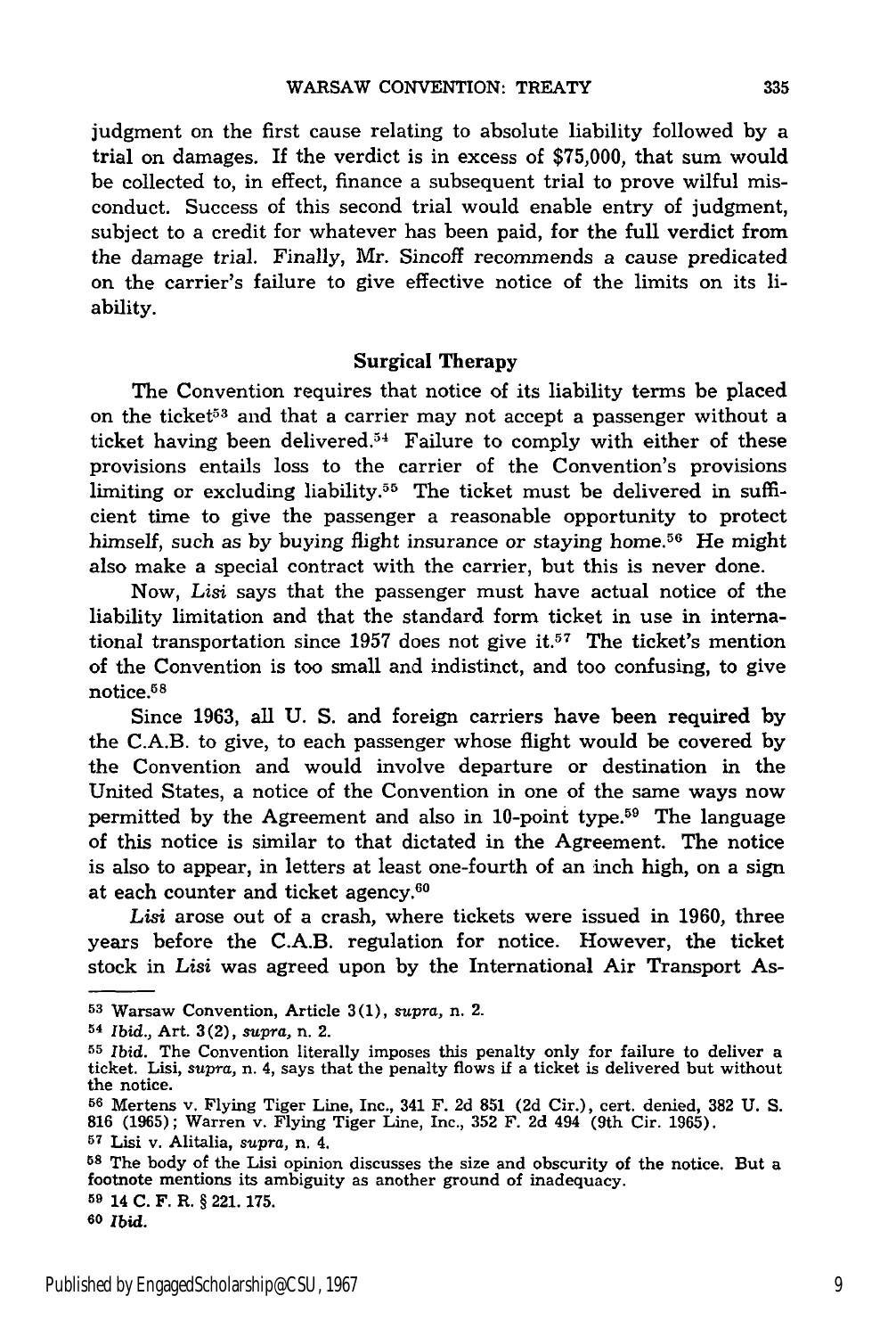judgment on the first cause relating to absolute liability followed by a trial on damages. If the verdict is in excess of $75,000, that sum would be collected to, in effect, finance a subsequent trial to prove wilful misconduct. Success of this second trial would enable entry of judgment, subject to a credit for whatever has been paid, for the full verdict from the damage trial. Finally, Mr. Sincoff recommends a cause predicated on the carrier's failure to give effective notice of the limits on its liability.

### Surgical Therapy

The Convention requires that notice of its liability terms be placed on the ticket[53] and that a carrier may not accept a passenger without a ticket having been delivered.[54] Failure to comply with either of these provisions entails loss to the carrier of the Convention's provisions limiting or excluding liability.[55] The ticket must be delivered in sufficient time to give the passenger a reasonable opportunity to protect himself, such as by buying flight insurance or staying home.[56] He might also make a special contract with the carrier, but this is never done.

Now, *Lisi* says that the passenger must have actual notice of the liability limitation and that the standard form ticket in use in international transportation since 1957 does not give it.[57] The ticket's mention of the Convention is too small and indistinct, and too confusing, to give notice.[58]

Since 1963, all U. S. and foreign carriers have been required by the C.A.B. to give, to each passenger whose flight would be covered by the Convention and would involve departure or destination in the United States, a notice of the Convention in one of the same ways now permitted by the Agreement and also in 10-point type.[59] The language of this notice is similar to that dictated in the Agreement. The notice is also to appear, in letters at least one-fourth of an inch high, on a sign at each counter and ticket agency.[60]

*Lisi* arose out of a crash, where tickets were issued in 1960, three years before the C.A.B. regulation for notice. However, the ticket stock in *Lisi* was agreed upon by the International Air Transport As-

---

[53] Warsaw Convention, Article 3(1), *supra*, n. 2.

[54] *Ibid.*, Art. 3(2), *supra*, n. 2.

[55] *Ibid.* The Convention literally imposes this penalty only for failure to deliver a ticket. Lisi, *supra*, n. 4, says that the penalty flows if a ticket is delivered but without the notice.

[56] Mertens v. Flying Tiger Line, Inc., 341 F. 2d 851 (2d Cir.), cert. denied, 382 U. S. 816 (1965); Warren v. Flying Tiger Line, Inc., 352 F. 2d 494 (9th Cir. 1965).

[57] Lisi v. Alitalia, *supra*, n. 4.

[58] The body of the Lisi opinion discusses the size and obscurity of the notice. But a footnote mentions its ambiguity as another ground of inadequacy.

[59] 14 C. F. R. § 221. 175.

[60] *Ibid.*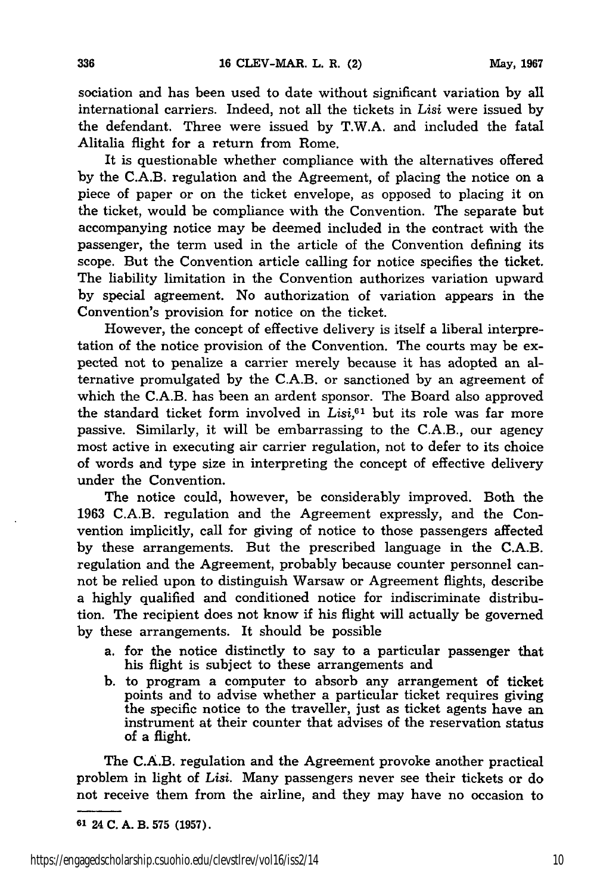sociation and has been used to date without significant variation by all international carriers. Indeed, not all the tickets in *Lisi* were issued by the defendant. Three were issued by T.W.A. and included the fatal Alitalia flight for a return from Rome.

It is questionable whether compliance with the alternatives offered by the C.A.B. regulation and the Agreement, of placing the notice on a piece of paper or on the ticket envelope, as opposed to placing it on the ticket, would be compliance with the Convention. The separate but accompanying notice may be deemed included in the contract with the passenger, the term used in the article of the Convention defining its scope. But the Convention article calling for notice specifies the ticket. The liability limitation in the Convention authorizes variation upward by special agreement. No authorization of variation appears in the Convention's provision for notice on the ticket.

However, the concept of effective delivery is itself a liberal interpretation of the notice provision of the Convention. The courts may be expected not to penalize a carrier merely because it has adopted an alternative promulgated by the C.A.B. or sanctioned by an agreement of which the C.A.B. has been an ardent sponsor. The Board also approved the standard ticket form involved in *Lisi*,[61] but its role was far more passive. Similarly, it will be embarrassing to the C.A.B., our agency most active in executing air carrier regulation, not to defer to its choice of words and type size in interpreting the concept of effective delivery under the Convention.

The notice could, however, be considerably improved. Both the 1963 C.A.B. regulation and the Agreement expressly, and the Convention implicitly, call for giving of notice to those passengers affected by these arrangements. But the prescribed language in the C.A.B. regulation and the Agreement, probably because counter personnel cannot be relied upon to distinguish Warsaw or Agreement flights, describe a highly qualified and conditioned notice for indiscriminate distribution. The recipient does not know if his flight will actually be governed by these arrangements. It should be possible

a. for the notice distinctly to say to a particular passenger that his flight is subject to these arrangements and
b. to program a computer to absorb any arrangement of ticket points and to advise whether a particular ticket requires giving the specific notice to the traveller, just as ticket agents have an instrument at their counter that advises of the reservation status of a flight.

The C.A.B. regulation and the Agreement provoke another practical problem in light of *Lisi*. Many passengers never see their tickets or do not receive them from the airline, and they may have no occasion to

---

[61] 24 C. A. B. 575 (1957).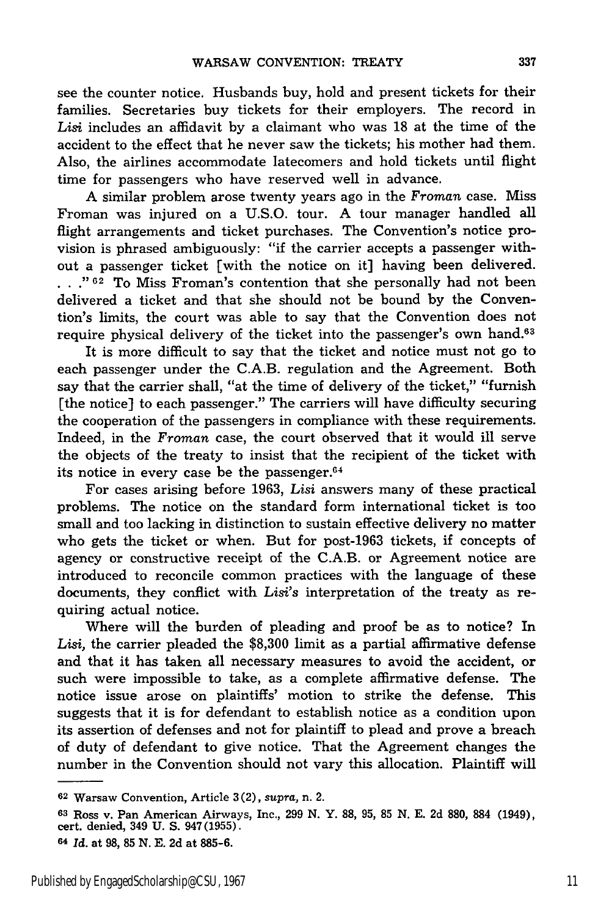see the counter notice. Husbands buy, hold and present tickets for their families. Secretaries buy tickets for their employers. The record in *Lisi* includes an affidavit by a claimant who was 18 at the time of the accident to the effect that he never saw the tickets; his mother had them. Also, the airlines accommodate latecomers and hold tickets until flight time for passengers who have reserved well in advance.

A similar problem arose twenty years ago in the *Froman* case. Miss Froman was injured on a U.S.O. tour. A tour manager handled all flight arrangements and ticket purchases. The Convention's notice provision is phrased ambiguously: "if the carrier accepts a passenger without a passenger ticket [with the notice on it] having been delivered. . . ." [62] To Miss Froman's contention that she personally had not been delivered a ticket and that she should not be bound by the Convention's limits, the court was able to say that the Convention does not require physical delivery of the ticket into the passenger's own hand.[63]

It is more difficult to say that the ticket and notice must not go to each passenger under the C.A.B. regulation and the Agreement. Both say that the carrier shall, "at the time of delivery of the ticket," "furnish [the notice] to each passenger." The carriers will have difficulty securing the cooperation of the passengers in compliance with these requirements. Indeed, in the *Froman* case, the court observed that it would ill serve the objects of the treaty to insist that the recipient of the ticket with its notice in every case be the passenger.[64]

For cases arising before 1963, *Lisi* answers many of these practical problems. The notice on the standard form international ticket is too small and too lacking in distinction to sustain effective delivery no matter who gets the ticket or when. But for post-1963 tickets, if concepts of agency or constructive receipt of the C.A.B. or Agreement notice are introduced to reconcile common practices with the language of these documents, they conflict with *Lisi's* interpretation of the treaty as requiring actual notice.

Where will the burden of pleading and proof be as to notice? In *Lisi*, the carrier pleaded the $8,300 limit as a partial affirmative defense and that it has taken all necessary measures to avoid the accident, or such were impossible to take, as a complete affirmative defense. The notice issue arose on plaintiffs' motion to strike the defense. This suggests that it is for defendant to establish notice as a condition upon its assertion of defenses and not for plaintiff to plead and prove a breach of duty of defendant to give notice. That the Agreement changes the number in the Convention should not vary this allocation. Plaintiff will

---

62 Warsaw Convention, Article 3(2), *supra*, n. 2.

63 Ross v. Pan American Airways, Inc., 299 N. Y. 88, 95, 85 N. E. 2d 880, 884 (1949), cert. denied, 349 U. S. 947 (1955).

64 *Id.* at 98, 85 N. E. 2d at 885-6.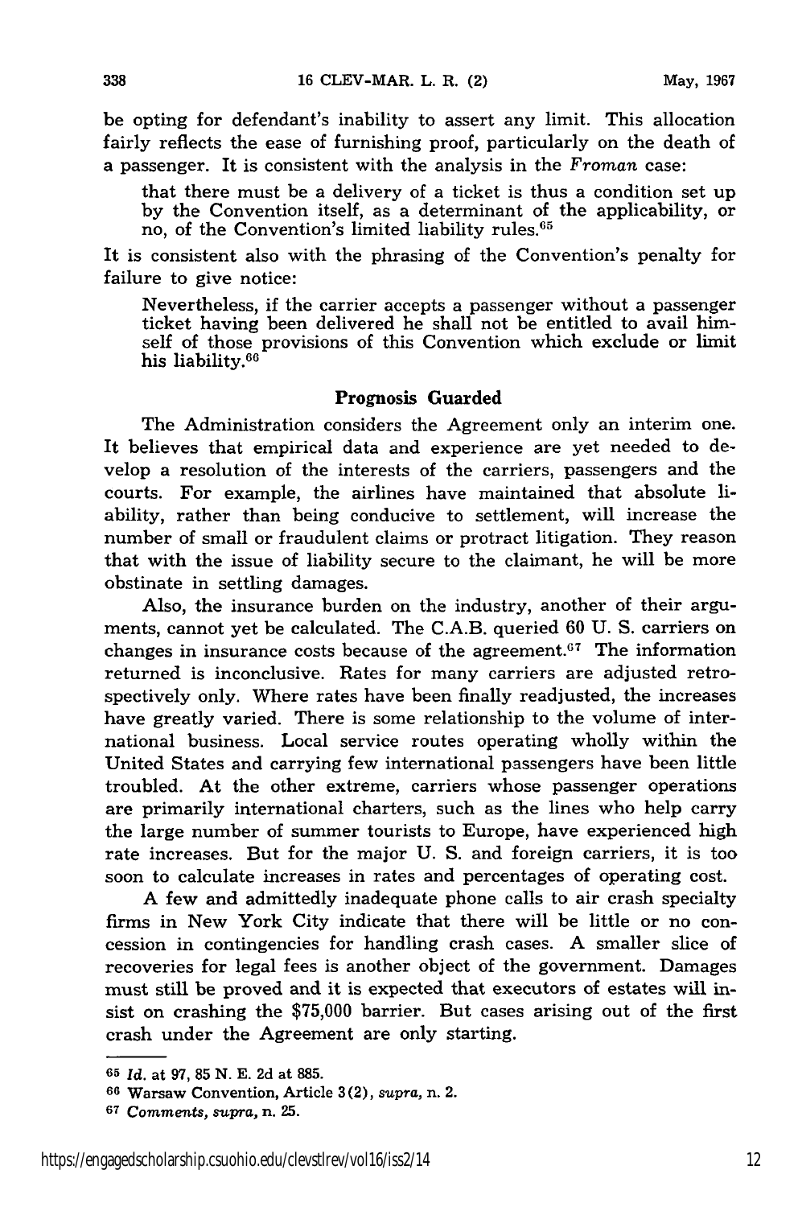be opting for defendant's inability to assert any limit. This allocation fairly reflects the ease of furnishing proof, particularly on the death of a passenger. It is consistent with the analysis in the *Froman* case:

> that there must be a delivery of a ticket is thus a condition set up by the Convention itself, as a determinant of the applicability, or no, of the Convention's limited liability rules.[65]

It is consistent also with the phrasing of the Convention's penalty for failure to give notice:

> Nevertheless, if the carrier accepts a passenger without a passenger ticket having been delivered he shall not be entitled to avail himself of those provisions of this Convention which exclude or limit his liability.[66]

### Prognosis Guarded

The Administration considers the Agreement only an interim one. It believes that empirical data and experience are yet needed to develop a resolution of the interests of the carriers, passengers and the courts. For example, the airlines have maintained that absolute liability, rather than being conducive to settlement, will increase the number of small or fraudulent claims or protract litigation. They reason that with the issue of liability secure to the claimant, he will be more obstinate in settling damages.

Also, the insurance burden on the industry, another of their arguments, cannot yet be calculated. The C.A.B. queried 60 U. S. carriers on changes in insurance costs because of the agreement.[67] The information returned is inconclusive. Rates for many carriers are adjusted retrospectively only. Where rates have been finally readjusted, the increases have greatly varied. There is some relationship to the volume of international business. Local service routes operating wholly within the United States and carrying few international passengers have been little troubled. At the other extreme, carriers whose passenger operations are primarily international charters, such as the lines who help carry the large number of summer tourists to Europe, have experienced high rate increases. But for the major U. S. and foreign carriers, it is too soon to calculate increases in rates and percentages of operating cost.

A few and admittedly inadequate phone calls to air crash specialty firms in New York City indicate that there will be little or no concession in contingencies for handling crash cases. A smaller slice of recoveries for legal fees is another object of the government. Damages must still be proved and it is expected that executors of estates will insist on crashing the $75,000 barrier. But cases arising out of the first crash under the Agreement are only starting.

---

[65] *Id.* at 97, 85 N. E. 2d at 885.

[66] Warsaw Convention, Article 3(2), *supra*, n. 2.

[67] *Comments, supra*, n. 25.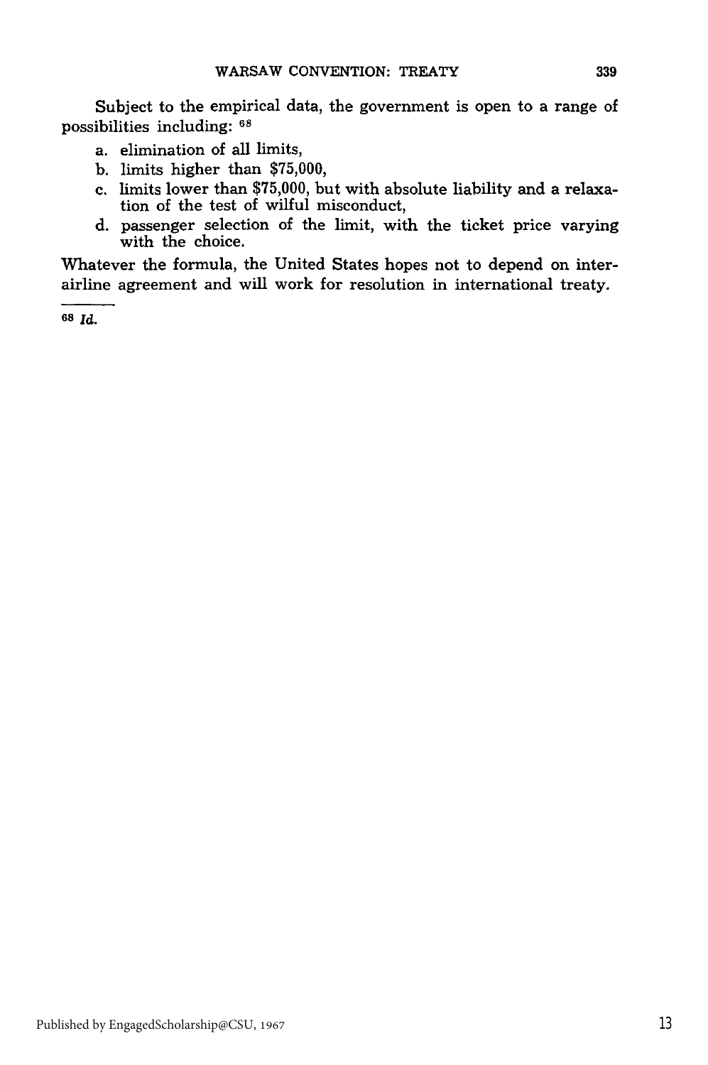Subject to the empirical data, the government is open to a range of possibilities including: [68]

a. elimination of all limits,
b. limits higher than $75,000,
c. limits lower than $75,000, but with absolute liability and a relaxation of the test of wilful misconduct,
d. passenger selection of the limit, with the ticket price varying with the choice.

Whatever the formula, the United States hopes not to depend on inter-airline agreement and will work for resolution in international treaty.

---

[68] *Id.*